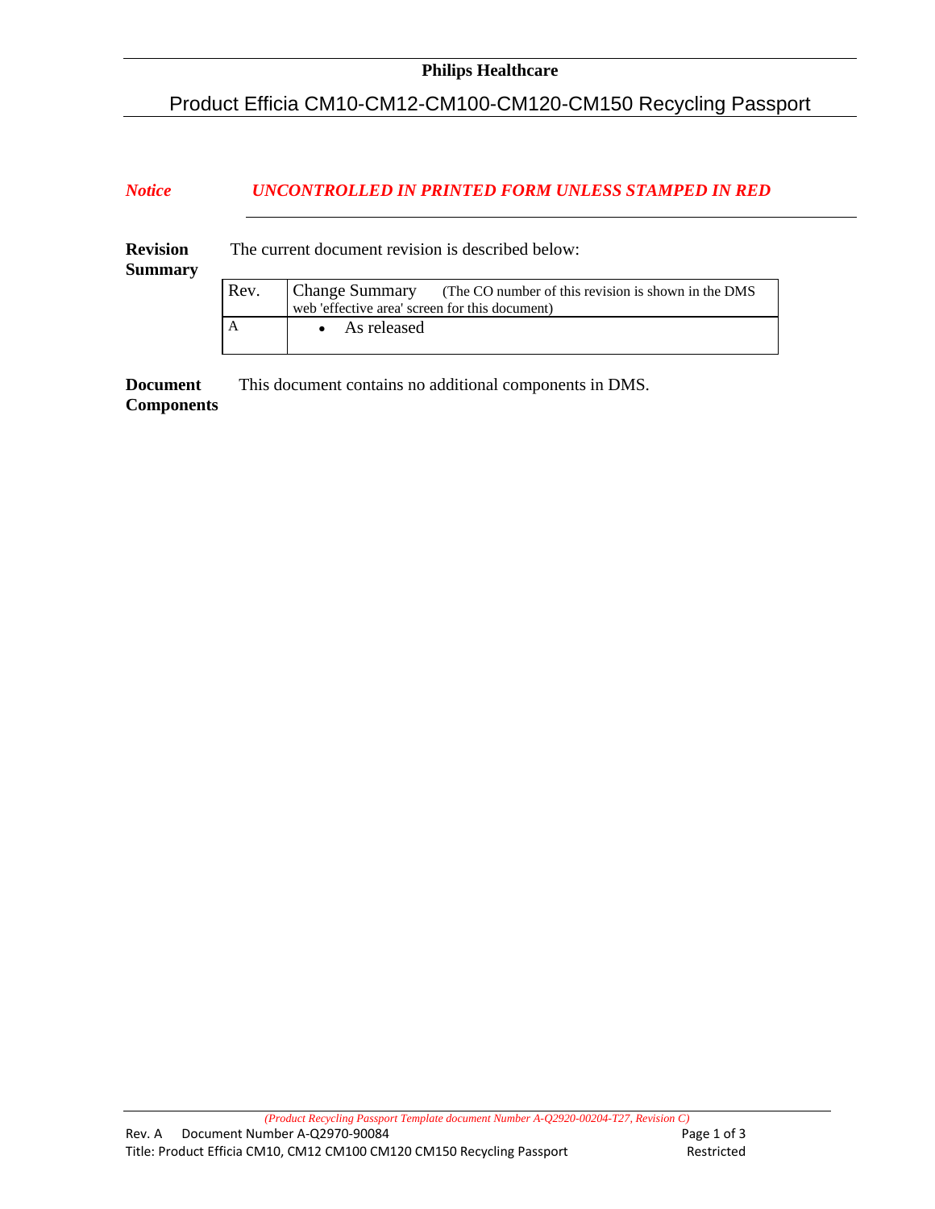**Philips Healthcare**

# Product Efficia CM10-CM12-CM100-CM120-CM150 Recycling Passport

***Notice*** ***UNCONTROLLED IN PRINTED FORM UNLESS STAMPED IN RED***

**Revision Summary**

The current document revision is described below:

| Rev. | Change Summary (The CO number of this revision is shown in the DMS web 'effective area' screen for this document) |
| --- | --- |
| A | • As released |

**Document Components**

This document contains no additional components in DMS.

*(Product Recycling Passport Template document Number A-Q2920-00204-T27, Revision C)*

Rev. A Document Number A-Q2970-90084

Title: Product Efficia CM10, CM12 CM100 CM120 CM150 Recycling Passport

Restricted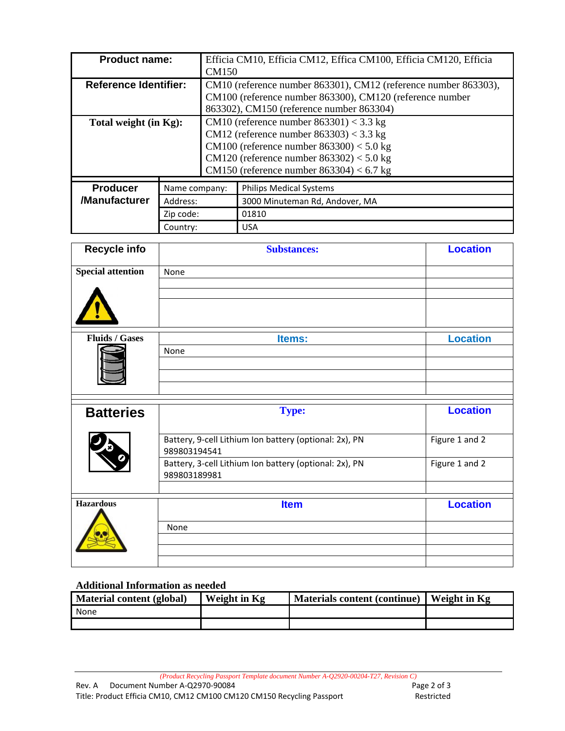| Product name: | Efficia CM10, Efficia CM12, Effica CM100, Efficia CM120, Efficia CM150 |
|---|---|
| Reference Identifier: | CM10 (reference number 863301), CM12 (reference number 863303), CM100 (reference number 863300), CM120 (reference number 863302), CM150 (reference number 863304) |
| Total weight (in Kg): | CM10 (reference number 863301) < 3.3 kg<br>CM12 (reference number 863303) < 3.3 kg<br>CM100 (reference number 863300) < 5.0 kg<br>CM120 (reference number 863302) < 5.0 kg<br>CM150 (reference number 863304) < 6.7 kg |

| Producer /Manufacturer | | |
|---|---|---|
| | Name company: | Philips Medical Systems |
| | Address: | 3000 Minuteman Rd, Andover, MA |
| | Zip code: | 01810 |
| | Country: | USA |

| Recycle info | Substances: | Location |
|---|---|---|
| Special attention | None | |
| | | |
| | | |
| | | |

| Fluids / Gases | Items: | Location |
|---|---|---|
| | None | |
| | | |
| | | |
| | | |

| Batteries | Type: | Location |
|---|---|---|
| | Battery, 9-cell Lithium Ion battery (optional: 2x), PN 989803194541 | Figure 1 and 2 |
| | Battery, 3-cell Lithium Ion battery (optional: 2x), PN 989803189981 | Figure 1 and 2 |
| | | |

| Hazardous | Item | Location |
|---|---|---|
| | None | |
| | | |
| | | |
| | | |

**Additional Information as needed**

| Material content (global) | Weight in Kg | Materials content (continue) | Weight in Kg |
|---|---|---|---|
| None | | | |
| | | | |

*(Product Recycling Passport Template document Number A-Q2920-00204-T27, Revision C)*

Rev. A Document Number A-Q2970-90084

Title: Product Efficia CM10, CM12 CM100 CM120 CM150 Recycling Passport Restricted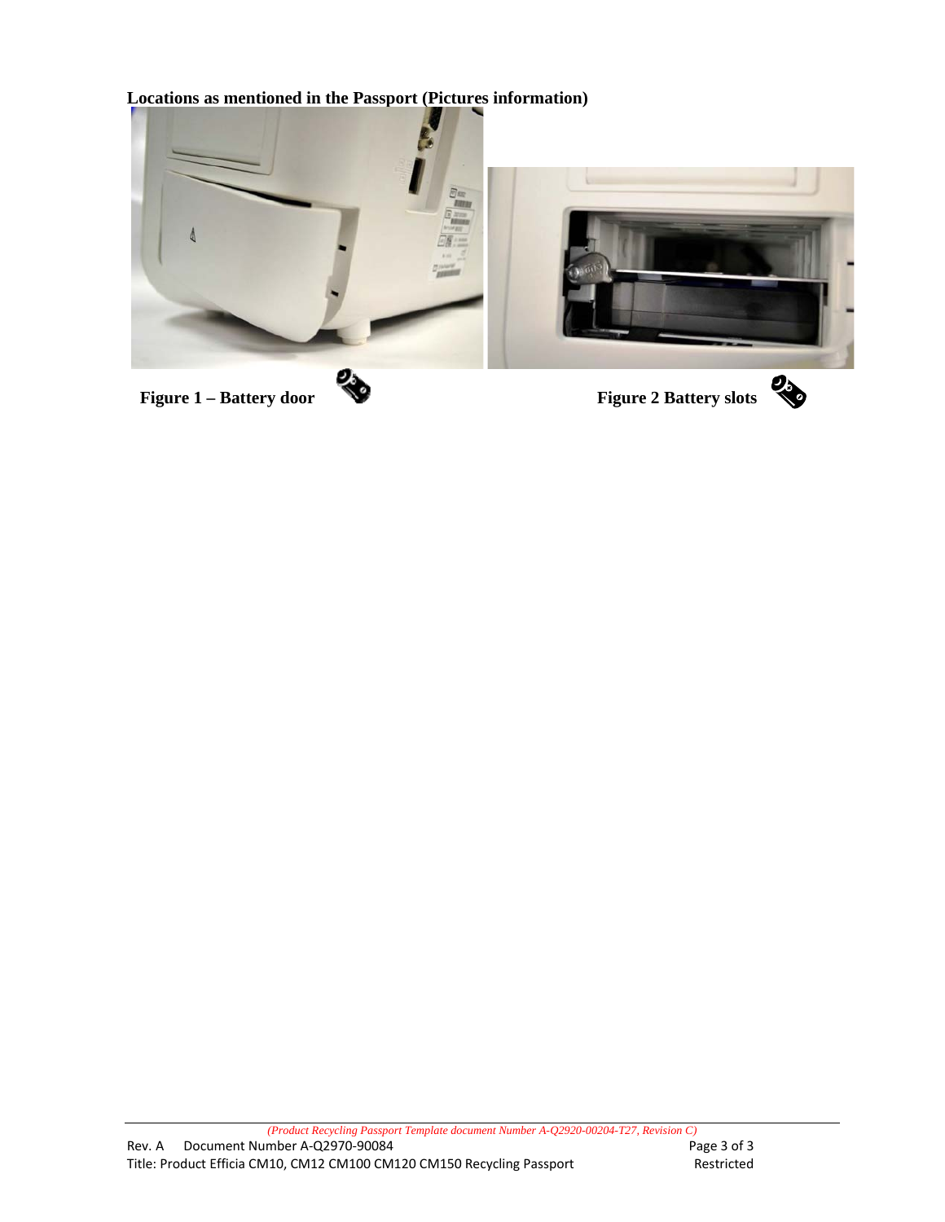**Locations as mentioned in the Passport (Pictures information)**

**Figure 1 – Battery door**

**Figure 2 Battery slots**

*(Product Recycling Passport Template document Number A-Q2920-00204-T27, Revision C)*

Rev. A Document Number A-Q2970-90084

Title: Product Efficia CM10, CM12 CM100 CM120 CM150 Recycling Passport Restricted